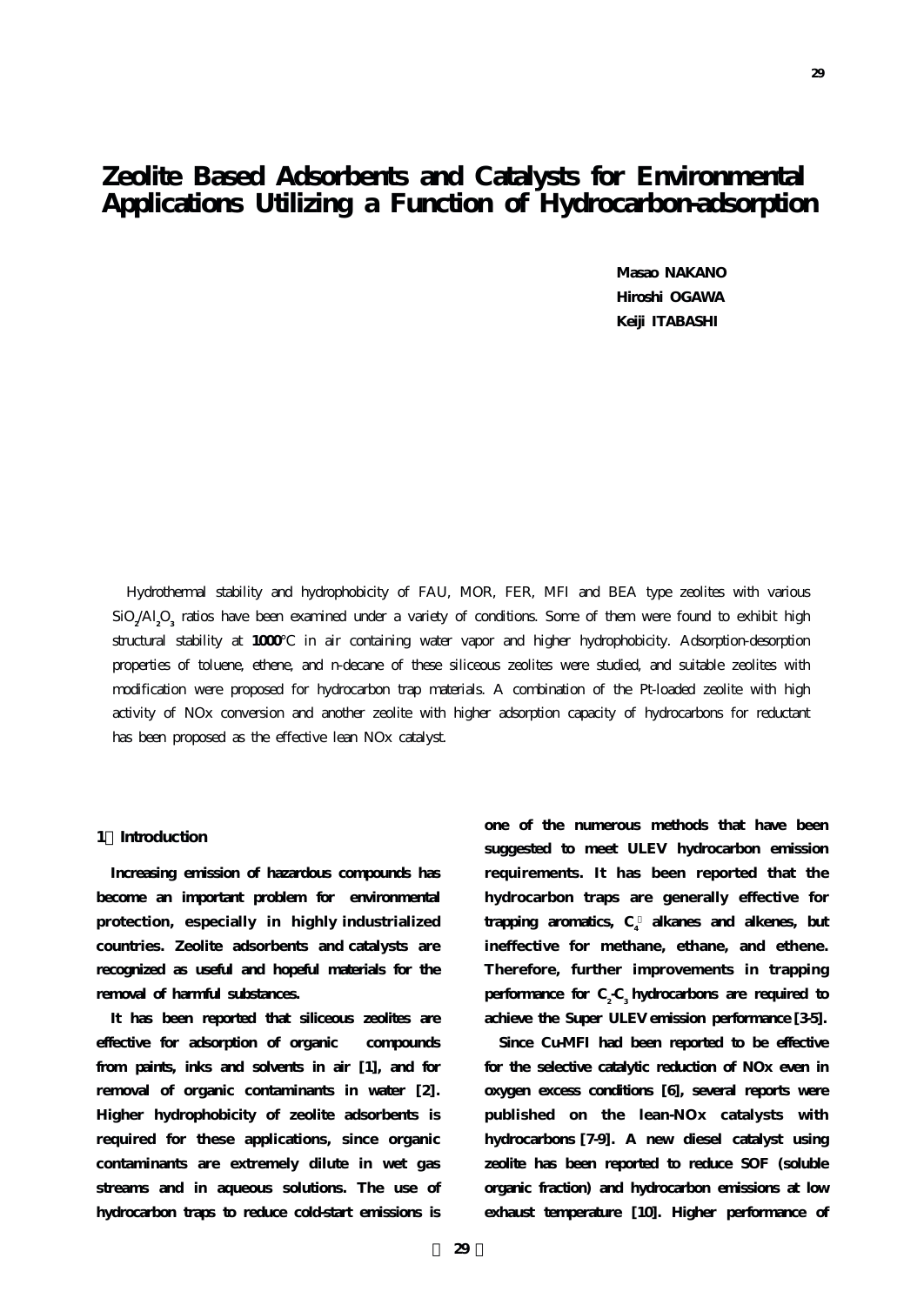# Zeolite Based Adsorbents and Catalysts for Environmental Applications Utilizing a Function of Hydrocarbon-adsorption

**Masao NAKANO**
**Hiroshi OGAWA**
**Keiji ITABASHI**

Hydrothermal stability and hydrophobicity of FAU, MOR, FER, MFI and BEA type zeolites with various $SiO_2/Al_2O_3$ ratios have been examined under a variety of conditions. Some of them were found to exhibit high structural stability at **1000**°C in air containing water vapor and higher hydrophobicity. Adsorption-desorption properties of toluene, ethene, and n-decane of these siliceous zeolites were studied, and suitable zeolites with modification were proposed for hydrocarbon trap materials. A combination of the Pt-loaded zeolite with high activity of NOx conversion and another zeolite with higher adsorption capacity of hydrocarbons for reductant has been proposed as the effective lean NOx catalyst.

## 1. Introduction

Increasing emission of hazardous compounds has become an important problem for environmental protection, especially in highly industrialized countries. Zeolite adsorbents and catalysts are recognized as useful and hopeful materials for the removal of harmful substances.

It has been reported that siliceous zeolites are effective for adsorption of organic compounds from paints, inks and solvents in air [1], and for removal of organic contaminants in water [2]. Higher hydrophobicity of zeolite adsorbents is required for these applications, since organic contaminants are extremely dilute in wet gas streams and in aqueous solutions. The use of hydrocarbon traps to reduce cold-start emissions is one of the numerous methods that have been suggested to meet ULEV hydrocarbon emission requirements. It has been reported that the hydrocarbon traps are generally effective for trapping aromatics, $C_4$ alkanes and alkenes, but ineffective for methane, ethane, and ethene. Therefore, further improvements in trapping performance for $C_2$-$C_3$ hydrocarbons are required to achieve the Super ULEV emission performance [3-5].

Since Cu-MFI had been reported to be effective for the selective catalytic reduction of NOx even in oxygen excess conditions [6], several reports were published on the lean-NOx catalysts with hydrocarbons [7-9]. A new diesel catalyst using zeolite has been reported to reduce SOF (soluble organic fraction) and hydrocarbon emissions at low exhaust temperature [10]. Higher performance of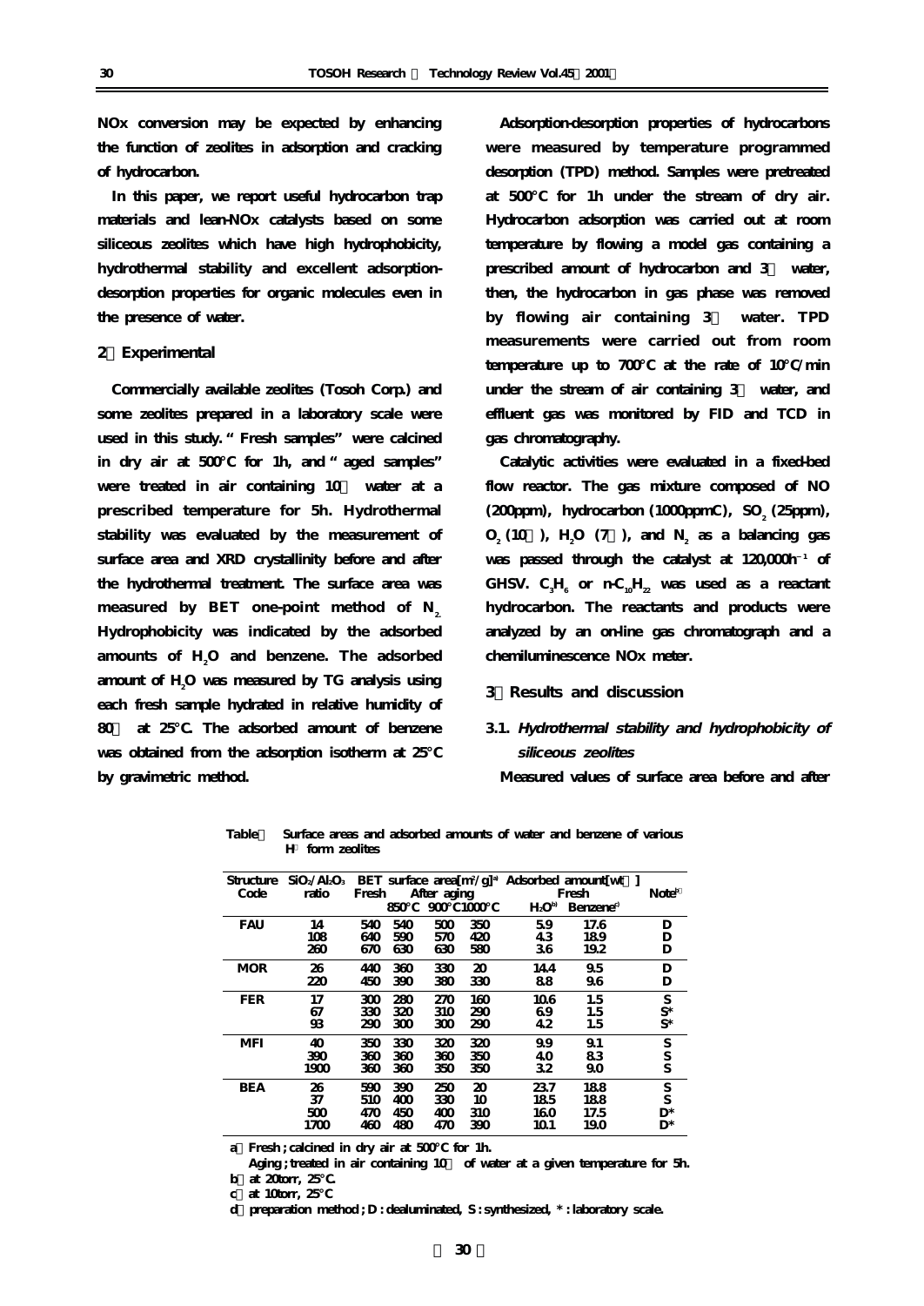NOx conversion may be expected by enhancing the function of zeolites in adsorption and cracking of hydrocarbon.

In this paper, we report useful hydrocarbon trap materials and lean-NOx catalysts based on some siliceous zeolites which have high hydrophobicity, hydrothermal stability and excellent adsorption-desorption properties for organic molecules even in the presence of water.

## 2．Experimental

Commercially available zeolites (Tosoh Corp.) and some zeolites prepared in a laboratory scale were used in this study. "Fresh samples" were calcined in dry air at 500°C for 1h, and "aged samples" were treated in air containing 10％ water at a prescribed temperature for 5h. Hydrothermal stability was evaluated by the measurement of surface area and XRD crystallinity before and after the hydrothermal treatment. The surface area was measured by BET one-point method of $N_2$. Hydrophobicity was indicated by the adsorbed amounts of $H_2O$ and benzene. The adsorbed amount of $H_2O$ was measured by TG analysis using each fresh sample hydrated in relative humidity of 80％ at 25°C. The adsorbed amount of benzene was obtained from the adsorption isotherm at 25°C by gravimetric method.

Adsorption-desorption properties of hydrocarbons were measured by temperature programmed desorption (TPD) method. Samples were pretreated at 500°C for 1h under the stream of dry air. Hydrocarbon adsorption was carried out at room temperature by flowing a model gas containing a prescribed amount of hydrocarbon and 3％ water, then, the hydrocarbon in gas phase was removed by flowing air containing 3％ water. TPD measurements were carried out from room temperature up to 700°C at the rate of 10°C/min under the stream of air containing 3％ water, and effluent gas was monitored by FID and TCD in gas chromatography.

Catalytic activities were evaluated in a fixed-bed flow reactor. The gas mixture composed of NO (200ppm), hydrocarbon (1000ppmC), $SO_2$ (25ppm), $O_2$ (10％), $H_2O$ (7％), and $N_2$ as a balancing gas was passed through the catalyst at 120,000$h^{-1}$ of GHSV. $C_3H_6$ or n-$C_{10}H_{22}$ was used as a reactant hydrocarbon. The reactants and products were analyzed by an on-line gas chromatograph and a chemiluminescence NOx meter.

## 3．Results and discussion

### 3.1. *Hydrothermal stability and hydrophobicity of siliceous zeolites*

Measured values of surface area before and after

Table 1　Surface areas and adsorbed amounts of water and benzene of various $H^+$ form zeolites

| Structure Code | $SiO_2/Al_2O_3$ ratio | BET surface area[$m^2/g$][a] Fresh | After aging 850°C | 900°C | 1000°C | Adsorbed amount[wt％] Fresh $H_2O$[b] | Benzene[c] | Note[d] |
|---|---|---|---|---|---|---|---|---|
| FAU | 14 | 540 | 540 | 500 | 350 | 5.9 | 17.6 | D |
| | 108 | 640 | 590 | 570 | 420 | 4.3 | 18.9 | D |
| | 260 | 670 | 630 | 630 | 580 | 3.6 | 19.2 | D |
| MOR | 26 | 440 | 360 | 330 | 20 | 14.4 | 9.5 | D |
| | 220 | 450 | 390 | 380 | 330 | 8.8 | 9.6 | D |
| FER | 17 | 300 | 280 | 270 | 160 | 10.6 | 1.5 | S |
| | 67 | 330 | 320 | 310 | 290 | 6.9 | 1.5 | S* |
| | 93 | 290 | 300 | 300 | 290 | 4.2 | 1.5 | S* |
| MFI | 40 | 350 | 330 | 320 | 320 | 9.9 | 9.1 | S |
| | 390 | 360 | 360 | 360 | 350 | 4.0 | 8.3 | S |
| | 1900 | 360 | 360 | 350 | 350 | 3.2 | 9.0 | S |
| BEA | 26 | 590 | 390 | 250 | 20 | 23.7 | 18.8 | S |
| | 37 | 510 | 400 | 330 | 10 | 18.5 | 18.8 | S |
| | 500 | 470 | 450 | 400 | 310 | 16.0 | 17.5 | D* |
| | 1700 | 460 | 480 | 470 | 390 | 10.1 | 19.0 | D* |

a) Fresh ; calcined in dry air at 500°C for 1h.
Aging ; treated in air containing 10％ of water at a given temperature for 5h.
b) at 20torr, 25°C.
c) at 10torr, 25°C
d) preparation method ; D : dealuminated, S : synthesized, * : laboratory scale.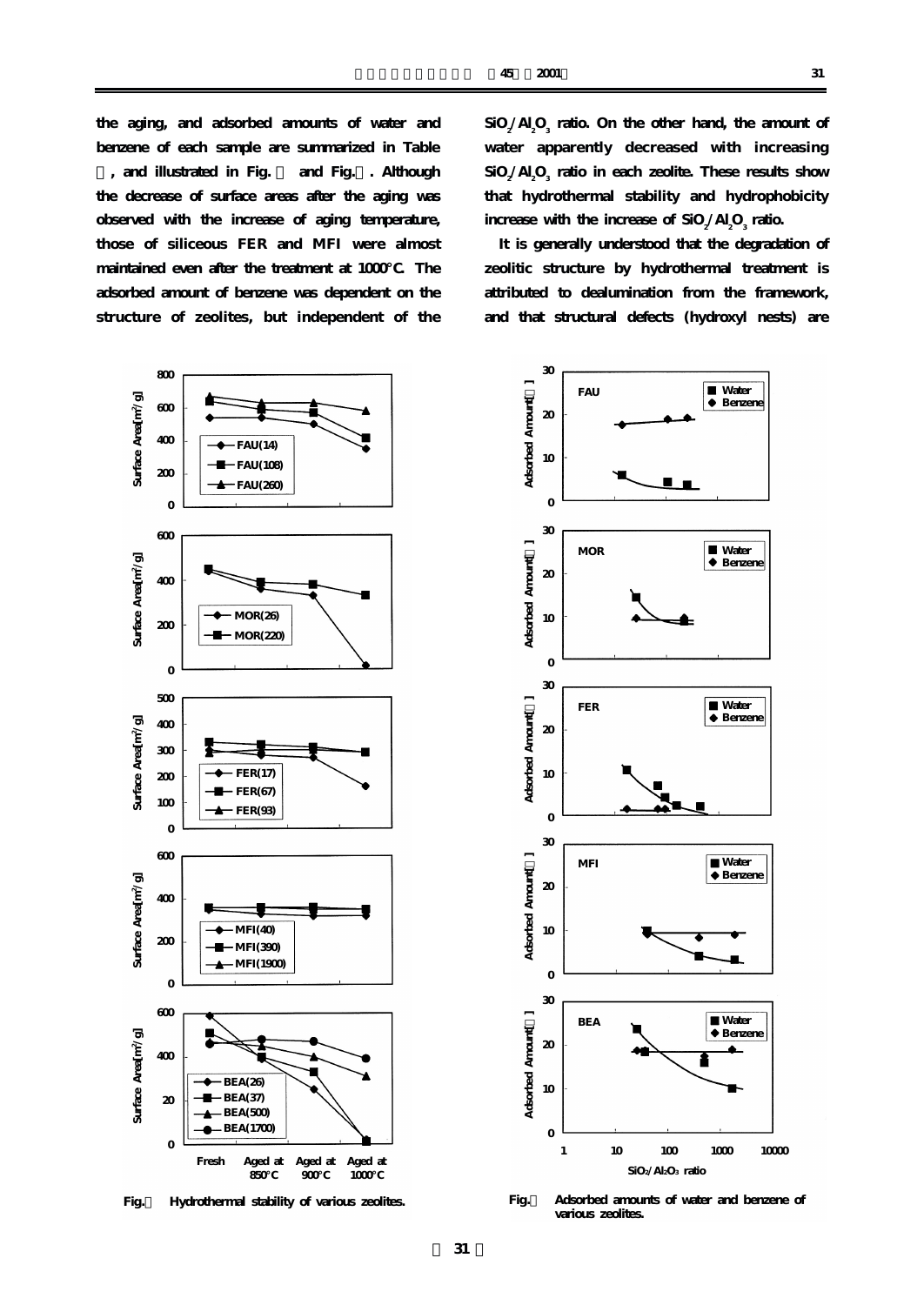the aging, and adsorbed amounts of water and benzene of each sample are summarized in Table , and illustrated in Fig.  and Fig. . Although the decrease of surface areas after the aging was observed with the increase of aging temperature, those of siliceous FER and MFI were almost maintained even after the treatment at 1000°C. The adsorbed amount of benzene was dependent on the structure of zeolites, but independent of the $SiO_2/Al_2O_3$ ratio. On the other hand, the amount of water apparently decreased with increasing $SiO_2/Al_2O_3$ ratio in each zeolite. These results show that hydrothermal stability and hydrophobicity increase with the increase of $SiO_2/Al_2O_3$ ratio.

It is generally understood that the degradation of zeolitic structure by hydrothermal treatment is attributed to dealumination from the framework, and that structural defects (hydroxyl nests) are

Fig.  Hydrothermal stability of various zeolites.

Fig.  Adsorbed amounts of water and benzene of various zeolites.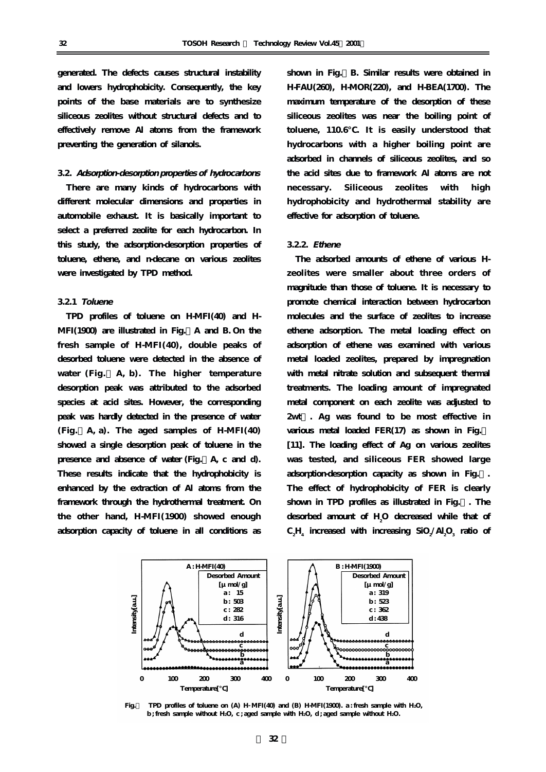generated. The defects causes structural instability and lowers hydrophobicity. Consequently, the key points of the base materials are to synthesize siliceous zeolites without structural defects and to effectively remove Al atoms from the framework preventing the generation of silanols.

### 3.2. *Adsorption-desorption properties of hydrocarbons*

There are many kinds of hydrocarbons with different molecular dimensions and properties in automobile exhaust. It is basically important to select a preferred zeolite for each hydrocarbon. In this study, the adsorption-desorption properties of toluene, ethene, and n-decane on various zeolites were investigated by TPD method.

#### 3.2.1 *Toluene*

TPD profiles of toluene on H-MFI(40) and H-MFI(1900) are illustrated in Fig. A and B. On the fresh sample of H-MFI(40), double peaks of desorbed toluene were detected in the absence of water (Fig. A, b). The higher temperature desorption peak was attributed to the adsorbed species at acid sites. However, the corresponding peak was hardly detected in the presence of water (Fig. A, a). The aged samples of H-MFI(40) showed a single desorption peak of toluene in the presence and absence of water (Fig. A, c and d). These results indicate that the hydrophobicity is enhanced by the extraction of Al atoms from the framework through the hydrothermal treatment. On the other hand, H-MFI(1900) showed enough adsorption capacity of toluene in all conditions as shown in Fig. B. Similar results were obtained in H-FAU(260), H-MOR(220), and H-BEA(1700). The maximum temperature of the desorption of these siliceous zeolites was near the boiling point of toluene, 110.6°C. It is easily understood that hydrocarbons with a higher boiling point are adsorbed in channels of siliceous zeolites, and so the acid sites due to framework Al atoms are not necessary. Siliceous zeolites with high hydrophobicity and hydrothermal stability are effective for adsorption of toluene.

#### 3.2.2. *Ethene*

The adsorbed amounts of ethene of various H-zeolites were smaller about three orders of magnitude than those of toluene. It is necessary to promote chemical interaction between hydrocarbon molecules and the surface of zeolites to increase ethene adsorption. The metal loading effect on adsorption of ethene was examined with various metal loaded zeolites, prepared by impregnation with metal nitrate solution and subsequent thermal treatments. The loading amount of impregnated metal component on each zeolite was adjusted to 2wt . Ag was found to be most effective in various metal loaded FER(17) as shown in Fig. [11]. The loading effect of Ag on various zeolites was tested, and siliceous FER showed large adsorption-desorption capacity as shown in Fig. . The effect of hydrophobicity of FER is clearly shown in TPD profiles as illustrated in Fig. . The desorbed amount of $H_2O$ decreased while that of $C_2H_4$ increased with increasing $SiO_2/Al_2O_3$ ratio of

A : H-MFI(40) — Desorbed Amount [μ mol/g]: a: 15, b: 503, c: 282, d: 316

B : H-MFI(1900) — Desorbed Amount [μ mol/g]: a: 319, b: 523, c: 362, d: 438

Fig. TPD profiles of toluene on (A) H-MFI(40) and (B) H-MFI(1900). a : fresh sample with $H_2O$, b ; fresh sample without $H_2O$, c ; aged sample with $H_2O$, d ; aged sample without $H_2O$.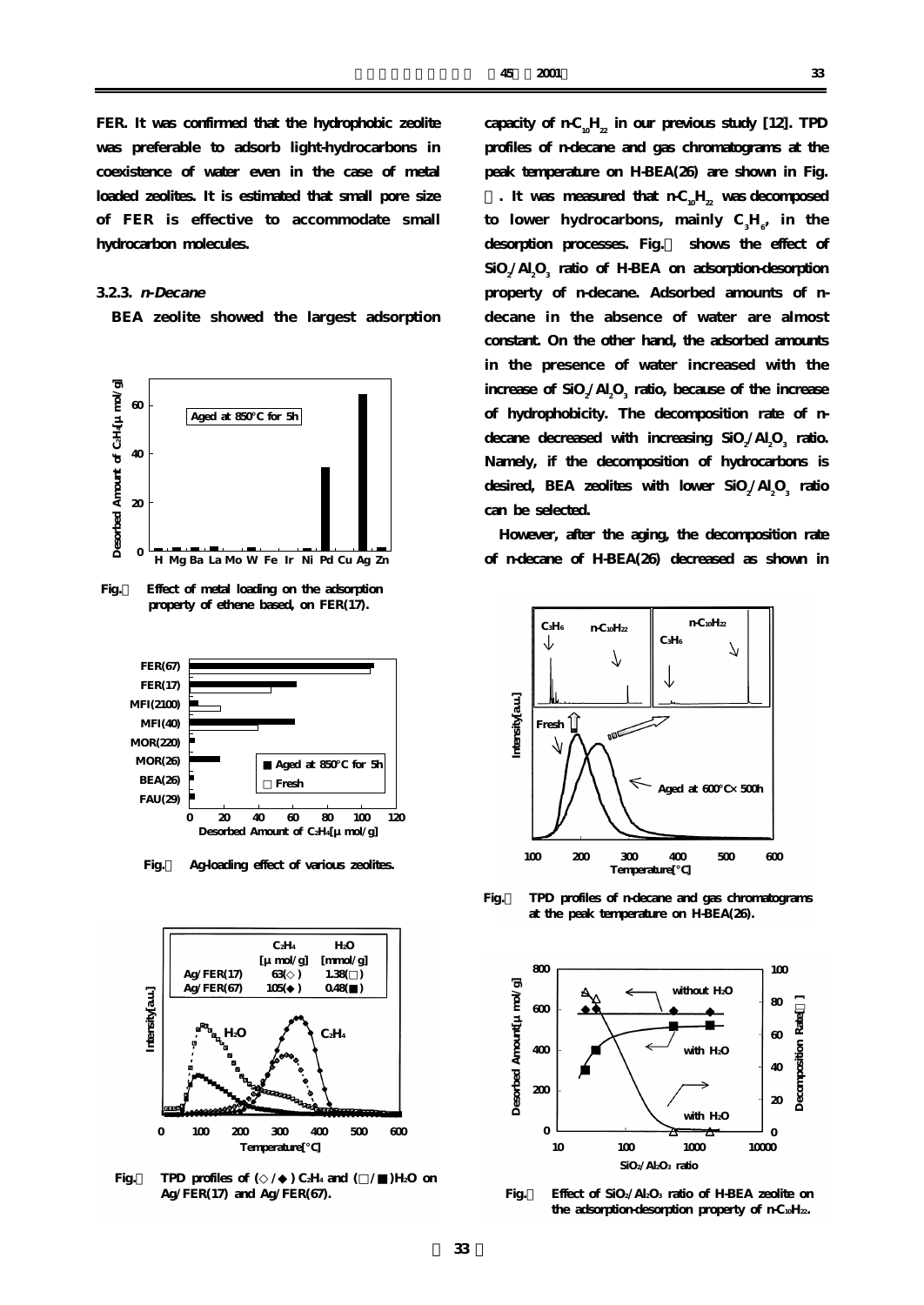FER. It was confirmed that the hydrophobic zeolite was preferable to adsorb light-hydrocarbons in coexistence of water even in the case of metal loaded zeolites. It is estimated that small pore size of FER is effective to accommodate small hydrocarbon molecules.

### 3.2.3. *n-Decane*

BEA zeolite showed the largest adsorption capacity of $n\text{-}C_{10}H_{22}$ in our previous study [12]. TPD profiles of n-decane and gas chromatograms at the peak temperature on H-BEA(26) are shown in Fig. . It was measured that $n\text{-}C_{10}H_{22}$ was decomposed to lower hydrocarbons, mainly $C_3H_6$, in the desorption processes. Fig. shows the effect of $SiO_2/Al_2O_3$ ratio of H-BEA on adsorption-desorption property of n-decane. Adsorbed amounts of n-decane in the absence of water are almost constant. On the other hand, the adsorbed amounts in the presence of water increased with the increase of $SiO_2/Al_2O_3$ ratio, because of the increase of hydrophobicity. The decomposition rate of n-decane decreased with increasing $SiO_2/Al_2O_3$ ratio. Namely, if the decomposition of hydrocarbons is desired, BEA zeolites with lower $SiO_2/Al_2O_3$ ratio can be selected.

However, after the aging, the decomposition rate of n-decane of H-BEA(26) decreased as shown in

Fig. Effect of metal loading on the adsorption property of ethene based, on FER(17).

Fig. Ag-loading effect of various zeolites.

Fig. TPD profiles of (◇/◆) $C_2H_4$ and (□/■) $H_2O$ on Ag/FER(17) and Ag/FER(67).

Fig. TPD profiles of n-decane and gas chromatograms at the peak temperature on H-BEA(26).

Fig. Effect of $SiO_2/Al_2O_3$ ratio of H-BEA zeolite on the adsorption-desorption property of $n\text{-}C_{10}H_{22}$.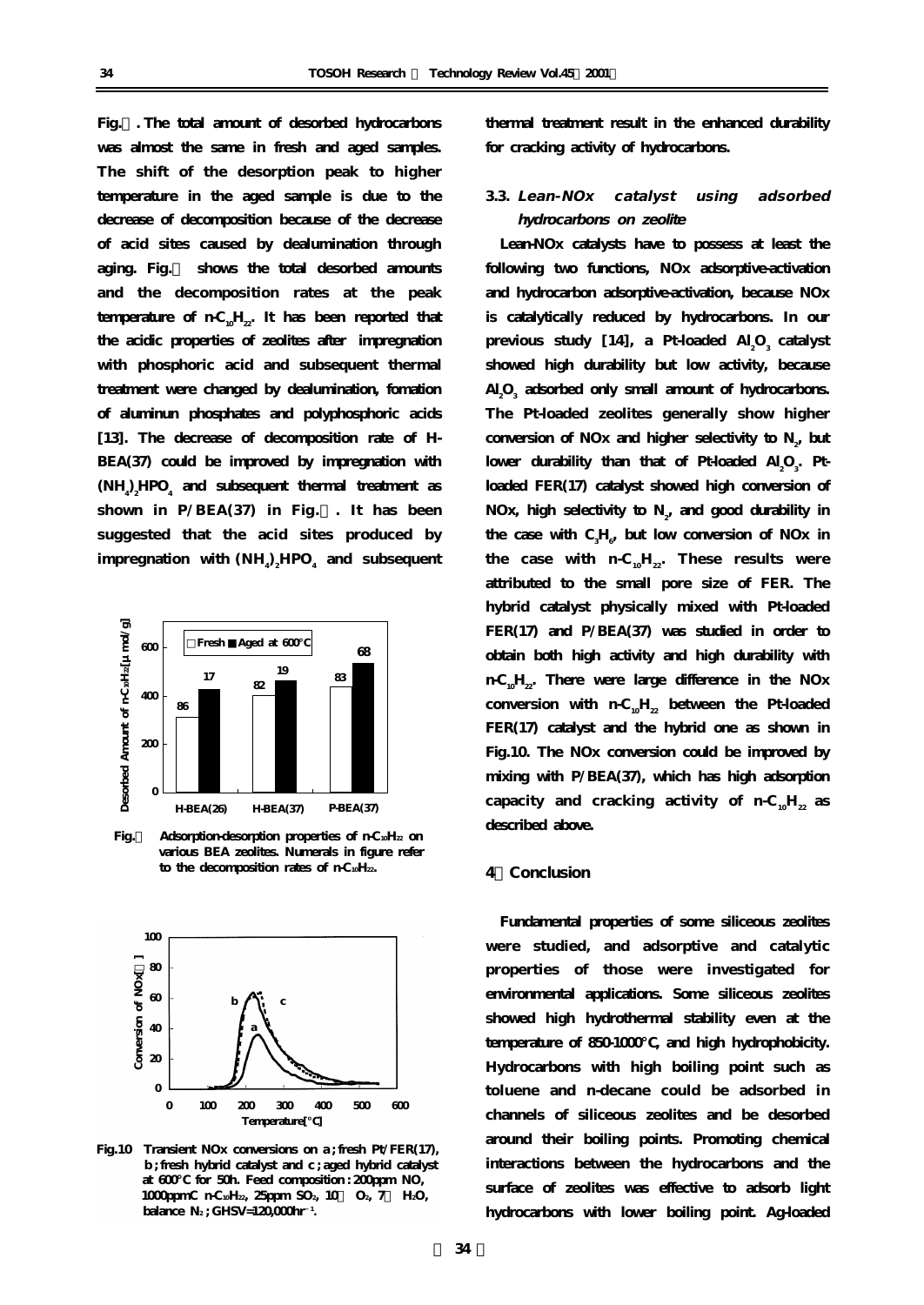Fig. . The total amount of desorbed hydrocarbons was almost the same in fresh and aged samples. The shift of the desorption peak to higher temperature in the aged sample is due to the decrease of decomposition because of the decrease of acid sites caused by dealumination through aging. Fig.  shows the total desorbed amounts and the decomposition rates at the peak temperature of n-$C_{10}H_{22}$. It has been reported that the acidic properties of zeolites after impregnation with phosphoric acid and subsequent thermal treatment were changed by dealumination, fomation of aluminun phosphates and polyphosphoric acids [13]. The decrease of decomposition rate of H-BEA(37) could be improved by impregnation with $(NH_4)_2HPO_4$ and subsequent thermal treatment as shown in P/BEA(37) in Fig. . It has been suggested that the acid sites produced by impregnation with $(NH_4)_2HPO_4$ and subsequent thermal treatment result in the enhanced durability for cracking activity of hydrocarbons.

Fig.  Adsorption-desorption properties of n-$C_{10}H_{22}$ on various BEA zeolites. Numerals in figure refer to the decomposition rates of n-$C_{10}H_{22}$.

Fig.10 Transient NOx conversions on a; fresh Pt/FER(17), b; fresh hybrid catalyst and c; aged hybrid catalyst at 600°C for 50h. Feed composition: 200ppm NO, 1000ppmC n-$C_{10}H_{22}$, 25ppm $SO_2$, 10 $O_2$, 7 $H_2O$, balance $N_2$; GHSV=120,000hr$^{-1}$.

### 3.3. *Lean-NOx catalyst using adsorbed hydrocarbons on zeolite*

Lean-NOx catalysts have to possess at least the following two functions, NOx adsorptive-activation and hydrocarbon adsorptive-activation, because NOx is catalytically reduced by hydrocarbons. In our previous study [14], a Pt-loaded $Al_2O_3$ catalyst showed high durability but low activity, because $Al_2O_3$ adsorbed only small amount of hydrocarbons. The Pt-loaded zeolites generally show higher conversion of NOx and higher selectivity to $N_2$, but lower durability than that of Pt-loaded $Al_2O_3$. Pt-loaded FER(17) catalyst showed high conversion of NOx, high selectivity to $N_2$, and good durability in the case with $C_3H_6$, but low conversion of NOx in the case with n-$C_{10}H_{22}$. These results were attributed to the small pore size of FER. The hybrid catalyst physically mixed with Pt-loaded FER(17) and P/BEA(37) was studied in order to obtain both high activity and high durability with n-$C_{10}H_{22}$. There were large difference in the NOx conversion with n-$C_{10}H_{22}$ between the Pt-loaded FER(17) catalyst and the hybrid one as shown in Fig.10. The NOx conversion could be improved by mixing with P/BEA(37), which has high adsorption capacity and cracking activity of n-$C_{10}H_{22}$ as described above.

## 4 Conclusion

Fundamental properties of some siliceous zeolites were studied, and adsorptive and catalytic properties of those were investigated for environmental applications. Some siliceous zeolites showed high hydrothermal stability even at the temperature of 850-1000°C, and high hydrophobicity. Hydrocarbons with high boiling point such as toluene and n-decane could be adsorbed in channels of siliceous zeolites and be desorbed around their boiling points. Promoting chemical interactions between the hydrocarbons and the surface of zeolites was effective to adsorb light hydrocarbons with lower boiling point. Ag-loaded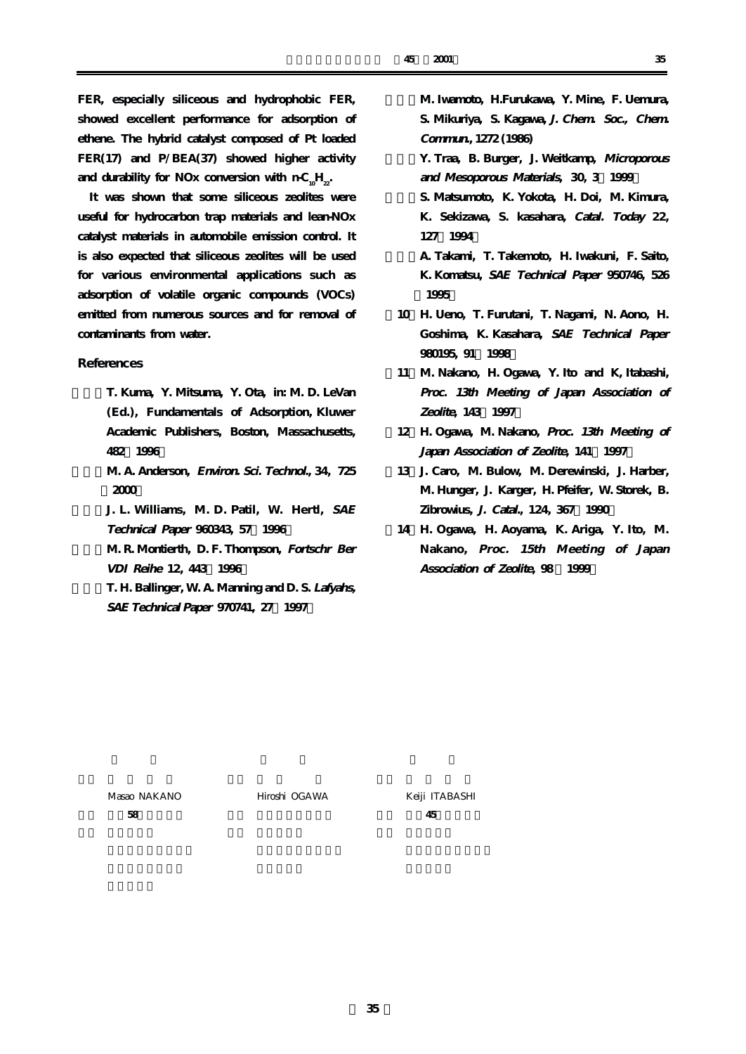FER, especially siliceous and hydrophobic FER, showed excellent performance for adsorption of ethene. The hybrid catalyst composed of Pt loaded FER(17) and P/BEA(37) showed higher activity and durability for NOx conversion with n-$C_{10}H_{22}$.

It was shown that some siliceous zeolites were useful for hydrocarbon trap materials and lean-NOx catalyst materials in automobile emission control. It is also expected that siliceous zeolites will be used for various environmental applications such as adsorption of volatile organic compounds (VOCs) emitted from numerous sources and for removal of contaminants from water.

## References

1) T. Kuma, Y. Mitsuma, Y. Ota, in: M. D. LeVan (Ed.), Fundamentals of Adsorption, Kluwer Academic Publishers, Boston, Massachusetts, 482 1996
2) M. A. Anderson, *Environ. Sci. Technol.*, 34, 725 2000
3) J. L. Williams, M. D. Patil, W. Hertl, *SAE Technical Paper* 960343, 57 1996
4) M. R. Montierth, D. F. Thompson, *Fortschr Ber VDI Reihe* 12, 443 1996
5) T. H. Ballinger, W. A. Manning and D. S. *Lafyahs*, *SAE Technical Paper* 970741, 27 1997
6) M. Iwamoto, H.Furukawa, Y. Mine, F. Uemura, S. Mikuriya, S. Kagawa, *J. Chem. Soc., Chem. Commun.*, 1272 (1986)
7) Y. Traa, B. Burger, J. Weitkamp, *Microporous and Mesoporous Materials*, 30, 3 1999
8) S. Matsumoto, K. Yokota, H. Doi, M. Kimura, K. Sekizawa, S. kasahara, *Catal. Today* 22, 127 1994
9) A. Takami, T. Takemoto, H. Iwakuni, F. Saito, K. Komatsu, *SAE Technical Paper* 950746, 526 1995
10) H. Ueno, T. Furutani, T. Nagami, N. Aono, H. Goshima, K. Kasahara, *SAE Technical Paper* 980195, 91 1998
11) M. Nakano, H. Ogawa, Y. Ito and K, Itabashi, *Proc. 13th Meeting of Japan Association of Zeolite*, 143 1997
12) H. Ogawa, M. Nakano, *Proc. 13th Meeting of Japan Association of Zeolite*, 141 1997
13) J. Caro, M. Bulow, M. Derewinski, J. Harber, M. Hunger, J. Karger, H. Pfeifer, W. Storek, B. Zibrowius, *J. Catal.*, 124, 367 1990
14) H. Ogawa, H. Aoyama, K. Ariga, Y. Ito, M. Nakano, *Proc. 15th Meeting of Japan Association of Zeolite*, 98 1999

Masao NAKANO
58

Hiroshi OGAWA

Keiji ITABASHI
45